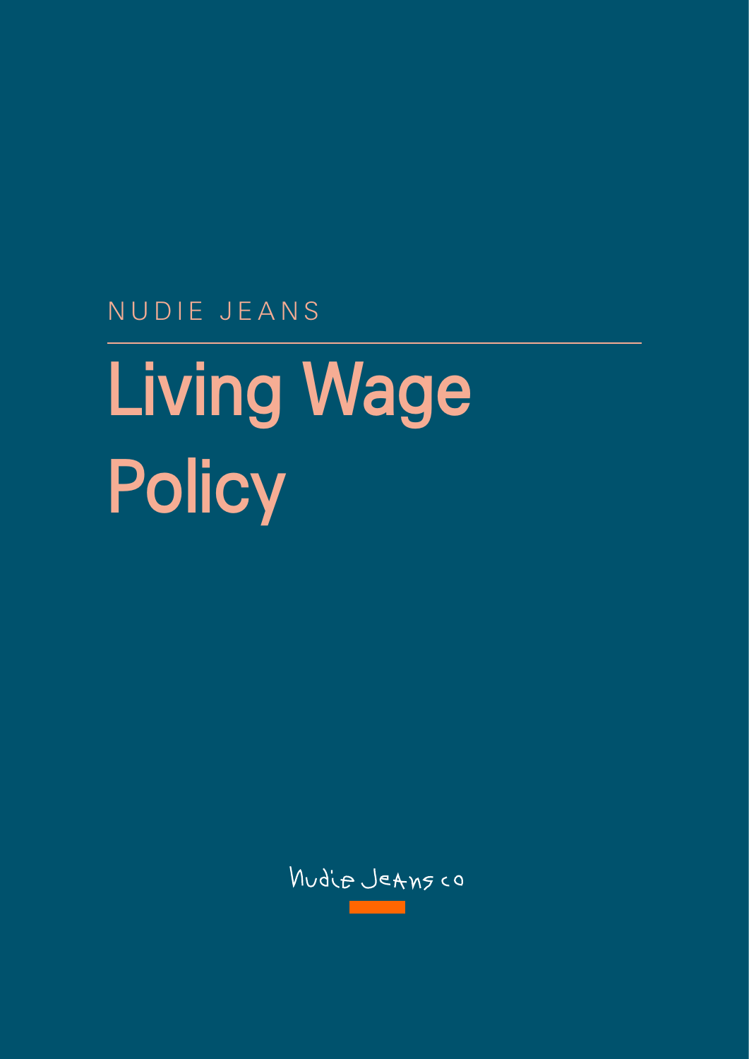NUDIE JEANS

# Living Wage Policy

Nudie Jeans co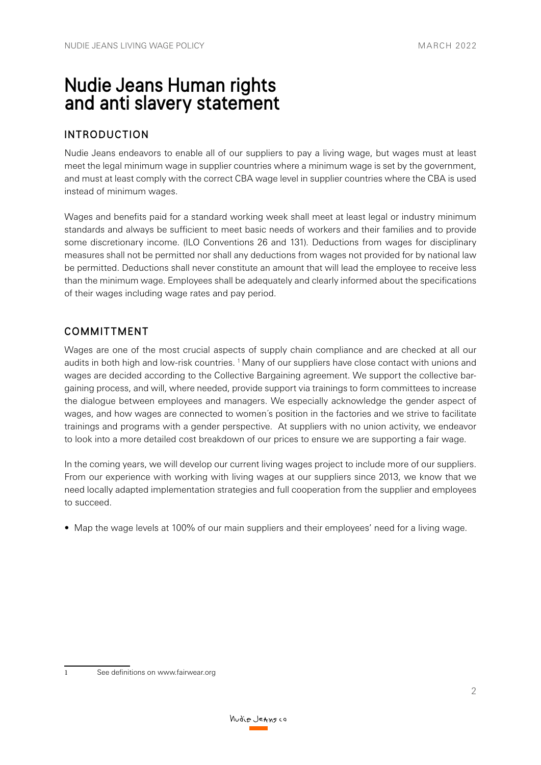# Nudie Jeans Human rights and anti slavery statement

## INTRODUCTION

Nudie Jeans endeavors to enable all of our suppliers to pay a living wage, but wages must at least meet the legal minimum wage in supplier countries where a minimum wage is set by the government, and must at least comply with the correct CBA wage level in supplier countries where the CBA is used instead of minimum wages.

Wages and benefits paid for a standard working week shall meet at least legal or industry minimum standards and always be sufficient to meet basic needs of workers and their families and to provide some discretionary income. (ILO Conventions 26 and 131). Deductions from wages for disciplinary measures shall not be permitted nor shall any deductions from wages not provided for by national law be permitted. Deductions shall never constitute an amount that will lead the employee to receive less than the minimum wage. Employees shall be adequately and clearly informed about the specifications of their wages including wage rates and pay period.

## COMMITTMENT

Wages are one of the most crucial aspects of supply chain compliance and are checked at all our audits in both high and low-risk countries. [1] Many of our suppliers have close contact with unions and wages are decided according to the Collective Bargaining agreement. We support the collective bargaining process, and will, where needed, provide support via trainings to form committees to increase the dialogue between employees and managers. We especially acknowledge the gender aspect of wages, and how wages are connected to women´s position in the factories and we strive to facilitate trainings and programs with a gender perspective. At suppliers with no union activity, we endeavor to look into a more detailed cost breakdown of our prices to ensure we are supporting a fair wage.

In the coming years, we will develop our current living wages project to include more of our suppliers. From our experience with working with living wages at our suppliers since 2013, we know that we need locally adapted implementation strategies and full cooperation from the supplier and employees to succeed.

- Map the wage levels at 100% of our main suppliers and their employees' need for a living wage.

---

[1] See definitions on www.fairwear.org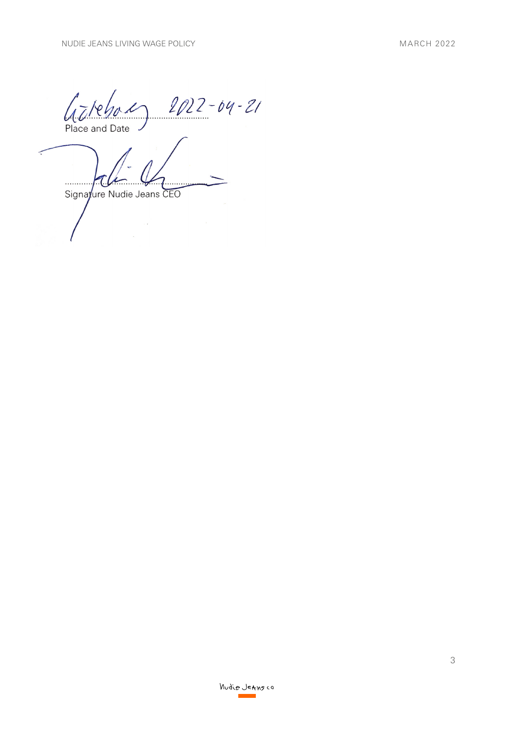Göteborg 2022-04-21

Place and Date

Signature Nudie Jeans CEO